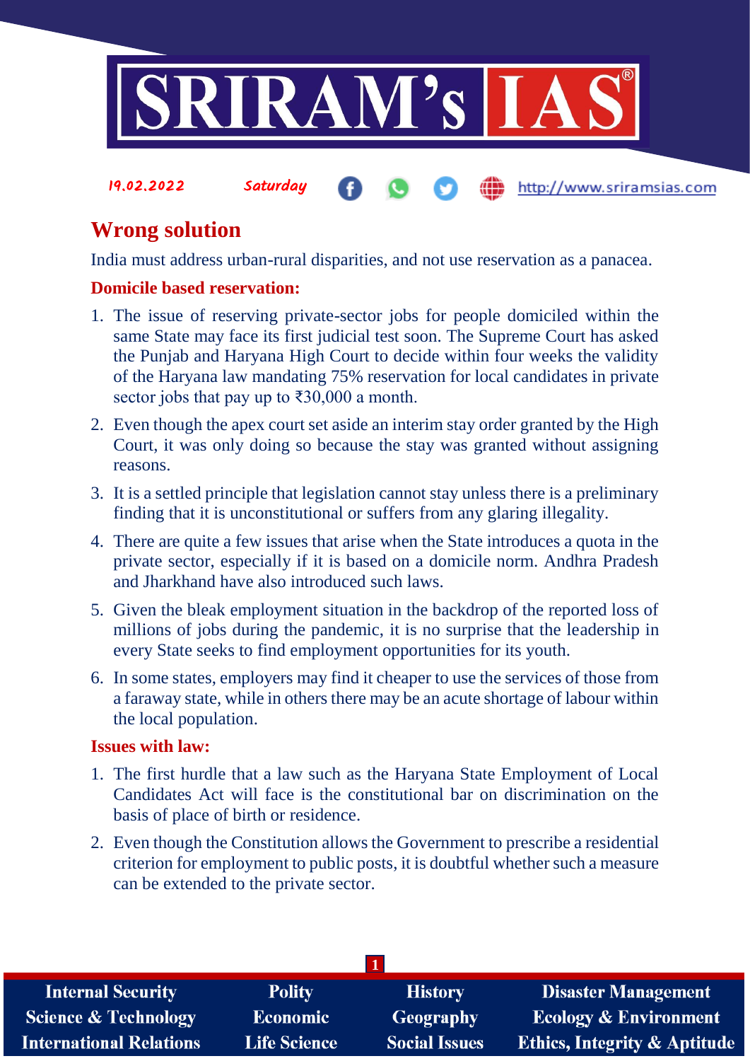# Wrong solution

India must address urban-rural disparities, and not use reservation as a panacea.

## Domicile based reservation:

1. The issue of reserving private-sector jobs for people domiciled within the same State may face its first judicial test soon. The Supreme Court has asked the Punjab and Haryana High Court to decide within four weeks the validity of the Haryana law mandating 75% reservation for local candidates in private sector jobs that pay up to ₹30,000 a month.
2. Even though the apex court set aside an interim stay order granted by the High Court, it was only doing so because the stay was granted without assigning reasons.
3. It is a settled principle that legislation cannot stay unless there is a preliminary finding that it is unconstitutional or suffers from any glaring illegality.
4. There are quite a few issues that arise when the State introduces a quota in the private sector, especially if it is based on a domicile norm. Andhra Pradesh and Jharkhand have also introduced such laws.
5. Given the bleak employment situation in the backdrop of the reported loss of millions of jobs during the pandemic, it is no surprise that the leadership in every State seeks to find employment opportunities for its youth.
6. In some states, employers may find it cheaper to use the services of those from a faraway state, while in others there may be an acute shortage of labour within the local population.

## Issues with law:

1. The first hurdle that a law such as the Haryana State Employment of Local Candidates Act will face is the constitutional bar on discrimination on the basis of place of birth or residence.
2. Even though the Constitution allows the Government to prescribe a residential criterion for employment to public posts, it is doubtful whether such a measure can be extended to the private sector.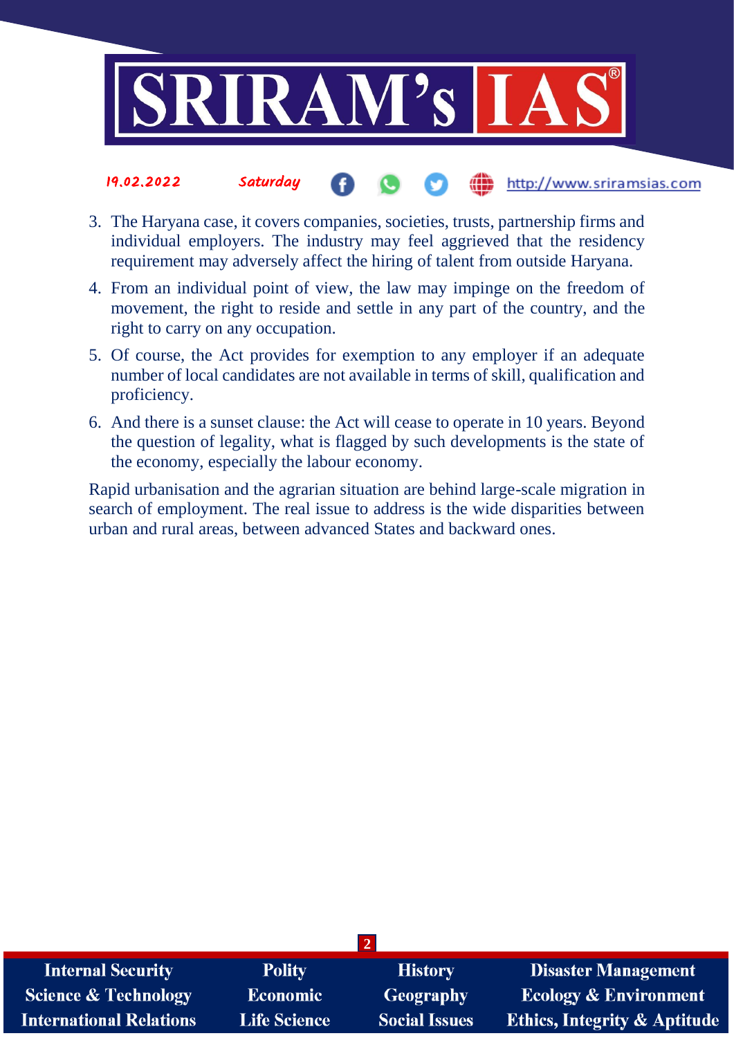3. The Haryana case, it covers companies, societies, trusts, partnership firms and individual employers. The industry may feel aggrieved that the residency requirement may adversely affect the hiring of talent from outside Haryana.
4. From an individual point of view, the law may impinge on the freedom of movement, the right to reside and settle in any part of the country, and the right to carry on any occupation.
5. Of course, the Act provides for exemption to any employer if an adequate number of local candidates are not available in terms of skill, qualification and proficiency.
6. And there is a sunset clause: the Act will cease to operate in 10 years. Beyond the question of legality, what is flagged by such developments is the state of the economy, especially the labour economy.

Rapid urbanisation and the agrarian situation are behind large-scale migration in search of employment. The real issue to address is the wide disparities between urban and rural areas, between advanced States and backward ones.